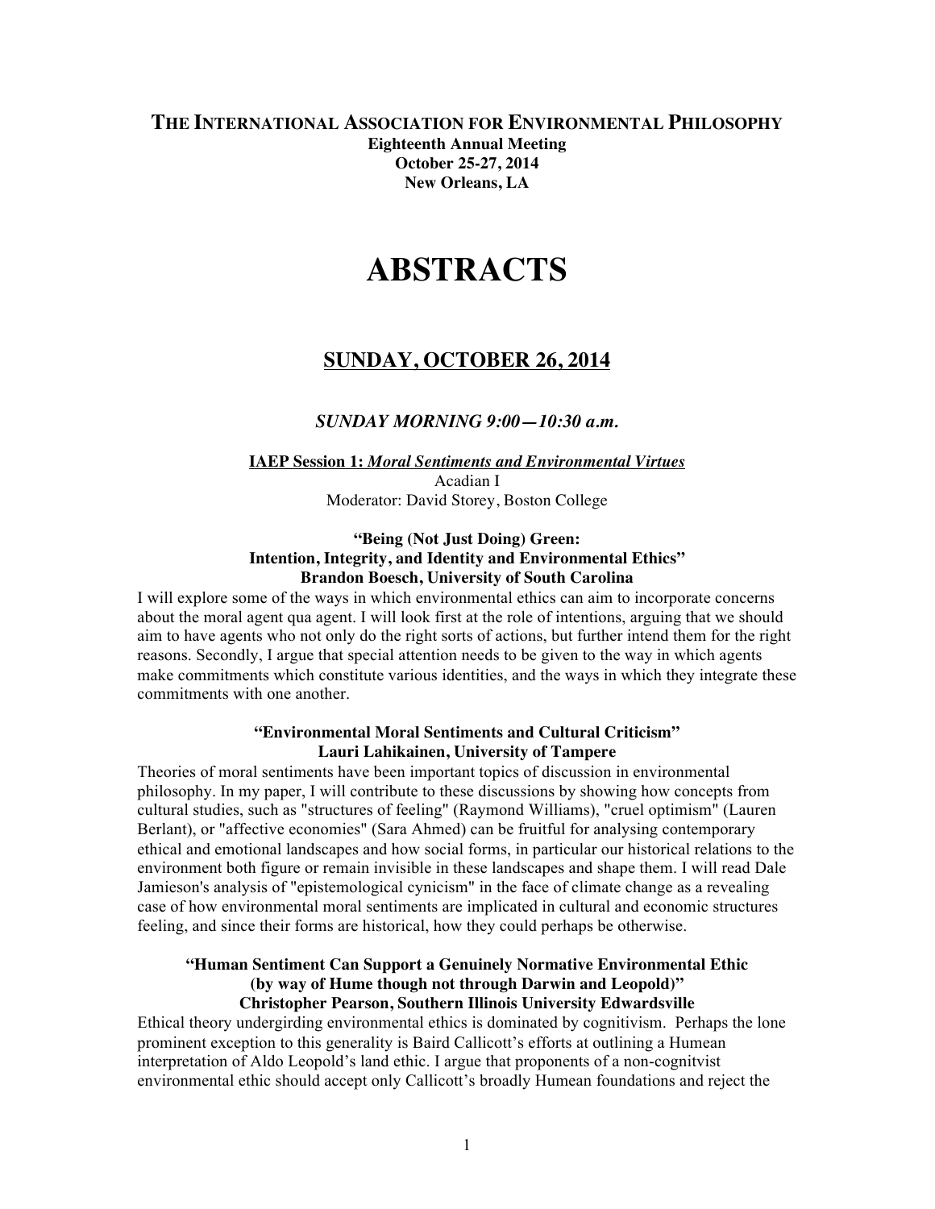# THE INTERNATIONAL ASSOCIATION FOR ENVIRONMENTAL PHILOSOPHY

**Eighteenth Annual Meeting**
**October 25-27, 2014**
**New Orleans, LA**

# ABSTRACTS

## SUNDAY, OCTOBER 26, 2014

### *SUNDAY MORNING 9:00—10:30 a.m.*

**IAEP Session 1: *Moral Sentiments and Environmental Virtues***
Acadian I
Moderator: David Storey, Boston College

**"Being (Not Just Doing) Green: Intention, Integrity, and Identity and Environmental Ethics"**
**Brandon Boesch, University of South Carolina**

I will explore some of the ways in which environmental ethics can aim to incorporate concerns about the moral agent qua agent. I will look first at the role of intentions, arguing that we should aim to have agents who not only do the right sorts of actions, but further intend them for the right reasons. Secondly, I argue that special attention needs to be given to the way in which agents make commitments which constitute various identities, and the ways in which they integrate these commitments with one another.

**"Environmental Moral Sentiments and Cultural Criticism"**
**Lauri Lahikainen, University of Tampere**

Theories of moral sentiments have been important topics of discussion in environmental philosophy. In my paper, I will contribute to these discussions by showing how concepts from cultural studies, such as "structures of feeling" (Raymond Williams), "cruel optimism" (Lauren Berlant), or "affective economies" (Sara Ahmed) can be fruitful for analysing contemporary ethical and emotional landscapes and how social forms, in particular our historical relations to the environment both figure or remain invisible in these landscapes and shape them. I will read Dale Jamieson's analysis of "epistemological cynicism" in the face of climate change as a revealing case of how environmental moral sentiments are implicated in cultural and economic structures feeling, and since their forms are historical, how they could perhaps be otherwise.

**"Human Sentiment Can Support a Genuinely Normative Environmental Ethic (by way of Hume though not through Darwin and Leopold)"**
**Christopher Pearson, Southern Illinois University Edwardsville**

Ethical theory undergirding environmental ethics is dominated by cognitivism. Perhaps the lone prominent exception to this generality is Baird Callicott's efforts at outlining a Humean interpretation of Aldo Leopold's land ethic. I argue that proponents of a non-cognitvist environmental ethic should accept only Callicott's broadly Humean foundations and reject the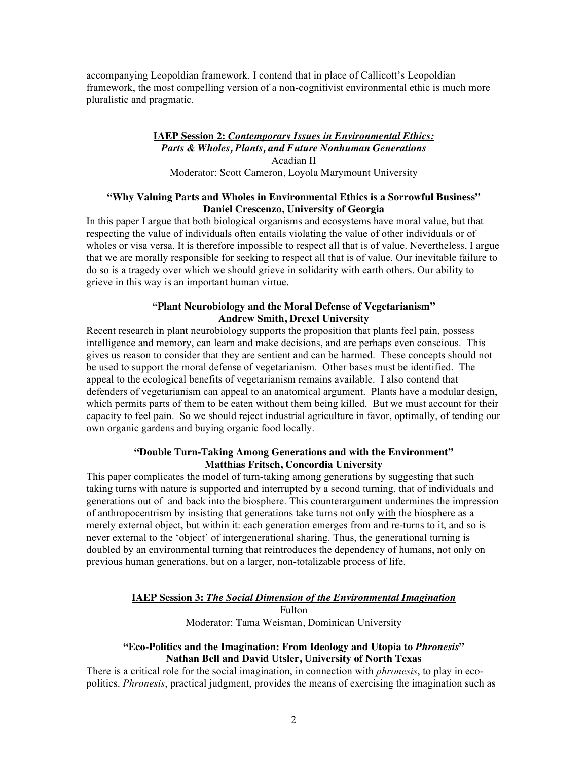accompanying Leopoldian framework. I contend that in place of Callicott's Leopoldian framework, the most compelling version of a non-cognitivist environmental ethic is much more pluralistic and pragmatic.

## **IAEP Session 2:** ***Contemporary Issues in Environmental Ethics: Parts & Wholes, Plants, and Future Nonhuman Generations***

Acadian II

Moderator: Scott Cameron, Loyola Marymount University

### "Why Valuing Parts and Wholes in Environmental Ethics is a Sorrowful Business"
### Daniel Crescenzo, University of Georgia

In this paper I argue that both biological organisms and ecosystems have moral value, but that respecting the value of individuals often entails violating the value of other individuals or of wholes or visa versa. It is therefore impossible to respect all that is of value. Nevertheless, I argue that we are morally responsible for seeking to respect all that is of value. Our inevitable failure to do so is a tragedy over which we should grieve in solidarity with earth others. Our ability to grieve in this way is an important human virtue.

### "Plant Neurobiology and the Moral Defense of Vegetarianism"
### Andrew Smith, Drexel University

Recent research in plant neurobiology supports the proposition that plants feel pain, possess intelligence and memory, can learn and make decisions, and are perhaps even conscious. This gives us reason to consider that they are sentient and can be harmed. These concepts should not be used to support the moral defense of vegetarianism. Other bases must be identified. The appeal to the ecological benefits of vegetarianism remains available. I also contend that defenders of vegetarianism can appeal to an anatomical argument. Plants have a modular design, which permits parts of them to be eaten without them being killed. But we must account for their capacity to feel pain. So we should reject industrial agriculture in favor, optimally, of tending our own organic gardens and buying organic food locally.

### "Double Turn-Taking Among Generations and with the Environment"
### Matthias Fritsch, Concordia University

This paper complicates the model of turn-taking among generations by suggesting that such taking turns with nature is supported and interrupted by a second turning, that of individuals and generations out of and back into the biosphere. This counterargument undermines the impression of anthropocentrism by insisting that generations take turns not only <u>with</u> the biosphere as a merely external object, but <u>within</u> it: each generation emerges from and re-turns to it, and so is never external to the 'object' of intergenerational sharing. Thus, the generational turning is doubled by an environmental turning that reintroduces the dependency of humans, not only on previous human generations, but on a larger, non-totalizable process of life.

## **IAEP Session 3:** ***The Social Dimension of the Environmental Imagination***

Fulton

Moderator: Tama Weisman, Dominican University

### "Eco-Politics and the Imagination: From Ideology and Utopia to *Phronesis*"
### Nathan Bell and David Utsler, University of North Texas

There is a critical role for the social imagination, in connection with *phronesis*, to play in eco-politics. *Phronesis*, practical judgment, provides the means of exercising the imagination such as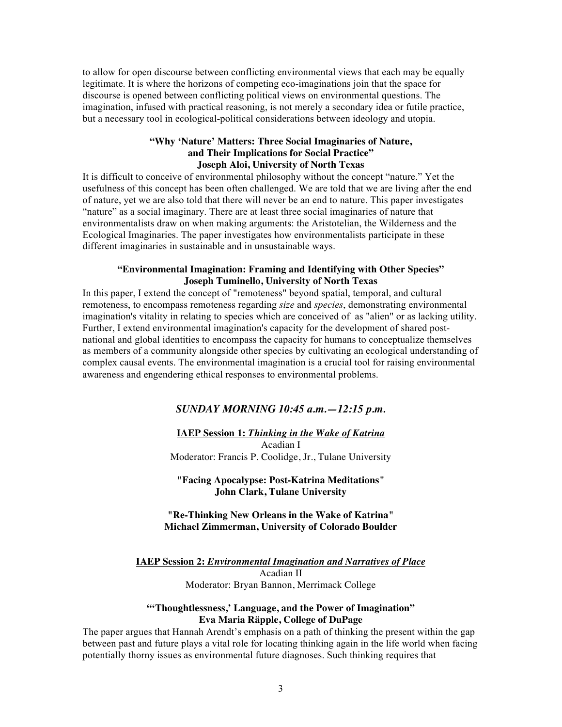to allow for open discourse between conflicting environmental views that each may be equally legitimate. It is where the horizons of competing eco-imaginations join that the space for discourse is opened between conflicting political views on environmental questions. The imagination, infused with practical reasoning, is not merely a secondary idea or futile practice, but a necessary tool in ecological-political considerations between ideology and utopia.

**"Why 'Nature' Matters: Three Social Imaginaries of Nature, and Their Implications for Social Practice"**
**Joseph Aloi, University of North Texas**

It is difficult to conceive of environmental philosophy without the concept "nature." Yet the usefulness of this concept has been often challenged. We are told that we are living after the end of nature, yet we are also told that there will never be an end to nature. This paper investigates "nature" as a social imaginary. There are at least three social imaginaries of nature that environmentalists draw on when making arguments: the Aristotelian, the Wilderness and the Ecological Imaginaries. The paper investigates how environmentalists participate in these different imaginaries in sustainable and in unsustainable ways.

**"Environmental Imagination: Framing and Identifying with Other Species"**
**Joseph Tuminello, University of North Texas**

In this paper, I extend the concept of "remoteness" beyond spatial, temporal, and cultural remoteness, to encompass remoteness regarding *size* and *species*, demonstrating environmental imagination's vitality in relating to species which are conceived of as "alien" or as lacking utility. Further, I extend environmental imagination's capacity for the development of shared post-national and global identities to encompass the capacity for humans to conceptualize themselves as members of a community alongside other species by cultivating an ecological understanding of complex causal events. The environmental imagination is a crucial tool for raising environmental awareness and engendering ethical responses to environmental problems.

## *SUNDAY MORNING 10:45 a.m.—12:15 p.m.*

**IAEP Session 1: *Thinking in the Wake of Katrina***
Acadian I
Moderator: Francis P. Coolidge, Jr., Tulane University

**"Facing Apocalypse: Post-Katrina Meditations"**
**John Clark, Tulane University**

**"Re-Thinking New Orleans in the Wake of Katrina"**
**Michael Zimmerman, University of Colorado Boulder**

**IAEP Session 2: *Environmental Imagination and Narratives of Place***
Acadian II
Moderator: Bryan Bannon, Merrimack College

**"'Thoughtlessness,' Language, and the Power of Imagination"**
**Eva Maria Räpple, College of DuPage**

The paper argues that Hannah Arendt's emphasis on a path of thinking the present within the gap between past and future plays a vital role for locating thinking again in the life world when facing potentially thorny issues as environmental future diagnoses. Such thinking requires that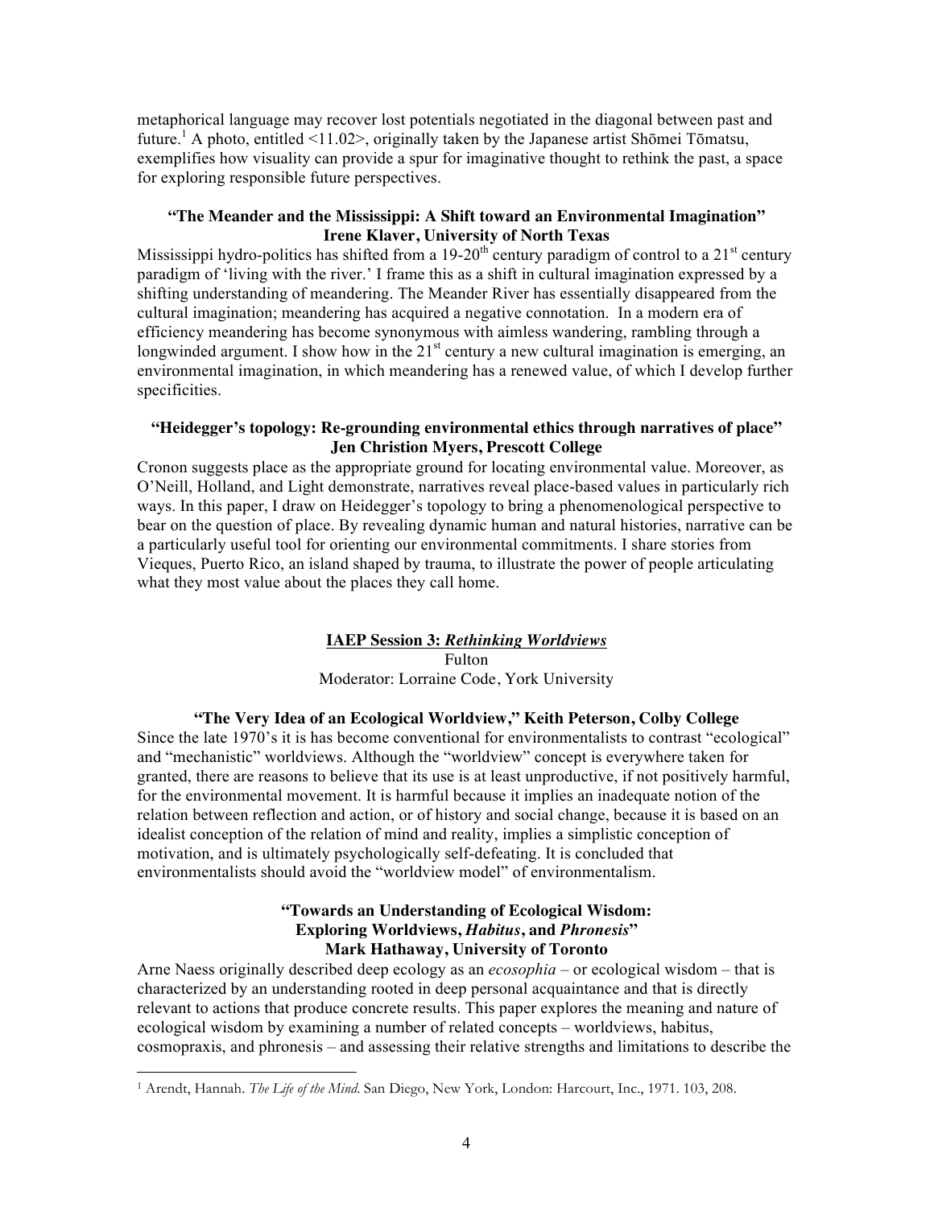metaphorical language may recover lost potentials negotiated in the diagonal between past and future.[1] A photo, entitled <11.02>, originally taken by the Japanese artist Shōmei Tōmatsu, exemplifies how visuality can provide a spur for imaginative thought to rethink the past, a space for exploring responsible future perspectives.

**"The Meander and the Mississippi: A Shift toward an Environmental Imagination"**
**Irene Klaver, University of North Texas**

Mississippi hydro-politics has shifted from a 19-20th century paradigm of control to a 21st century paradigm of 'living with the river.' I frame this as a shift in cultural imagination expressed by a shifting understanding of meandering. The Meander River has essentially disappeared from the cultural imagination; meandering has acquired a negative connotation. In a modern era of efficiency meandering has become synonymous with aimless wandering, rambling through a longwinded argument. I show how in the 21st century a new cultural imagination is emerging, an environmental imagination, in which meandering has a renewed value, of which I develop further specificities.

**"Heidegger's topology: Re-grounding environmental ethics through narratives of place"**
**Jen Christion Myers, Prescott College**

Cronon suggests place as the appropriate ground for locating environmental value. Moreover, as O'Neill, Holland, and Light demonstrate, narratives reveal place-based values in particularly rich ways. In this paper, I draw on Heidegger's topology to bring a phenomenological perspective to bear on the question of place. By revealing dynamic human and natural histories, narrative can be a particularly useful tool for orienting our environmental commitments. I share stories from Vieques, Puerto Rico, an island shaped by trauma, to illustrate the power of people articulating what they most value about the places they call home.

## IAEP Session 3: *Rethinking Worldviews*

Fulton
Moderator: Lorraine Code, York University

**"The Very Idea of an Ecological Worldview," Keith Peterson, Colby College**

Since the late 1970's it is has become conventional for environmentalists to contrast "ecological" and "mechanistic" worldviews. Although the "worldview" concept is everywhere taken for granted, there are reasons to believe that its use is at least unproductive, if not positively harmful, for the environmental movement. It is harmful because it implies an inadequate notion of the relation between reflection and action, or of history and social change, because it is based on an idealist conception of the relation of mind and reality, implies a simplistic conception of motivation, and is ultimately psychologically self-defeating. It is concluded that environmentalists should avoid the "worldview model" of environmentalism.

**"Towards an Understanding of Ecological Wisdom: Exploring Worldviews, *Habitus*, and *Phronesis*"**
**Mark Hathaway, University of Toronto**

Arne Naess originally described deep ecology as an *ecosophia* – or ecological wisdom – that is characterized by an understanding rooted in deep personal acquaintance and that is directly relevant to actions that produce concrete results. This paper explores the meaning and nature of ecological wisdom by examining a number of related concepts – worldviews, habitus, cosmopraxis, and phronesis – and assessing their relative strengths and limitations to describe the

---

[1] Arendt, Hannah. *The Life of the Mind*. San Diego, New York, London: Harcourt, Inc., 1971. 103, 208.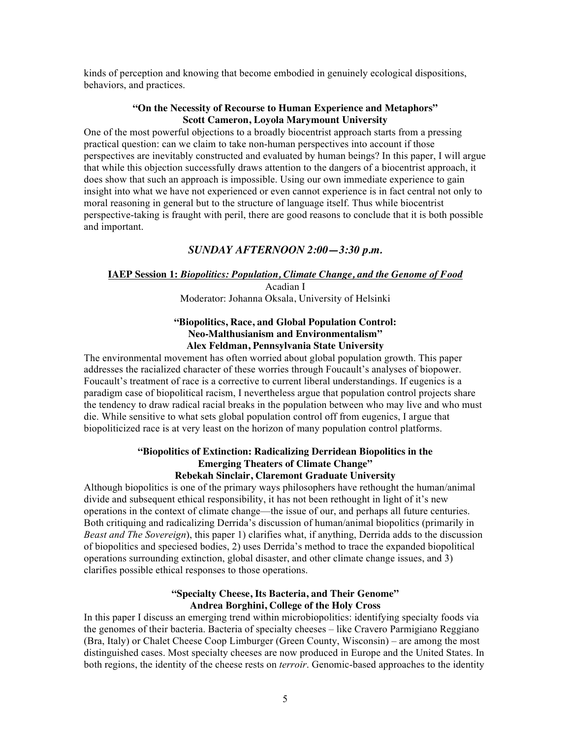kinds of perception and knowing that become embodied in genuinely ecological dispositions, behaviors, and practices.

**"On the Necessity of Recourse to Human Experience and Metaphors"**
**Scott Cameron, Loyola Marymount University**

One of the most powerful objections to a broadly biocentrist approach starts from a pressing practical question: can we claim to take non-human perspectives into account if those perspectives are inevitably constructed and evaluated by human beings? In this paper, I will argue that while this objection successfully draws attention to the dangers of a biocentrist approach, it does show that such an approach is impossible. Using our own immediate experience to gain insight into what we have not experienced or even cannot experience is in fact central not only to moral reasoning in general but to the structure of language itself. Thus while biocentrist perspective-taking is fraught with peril, there are good reasons to conclude that it is both possible and important.

## *SUNDAY AFTERNOON 2:00—3:30 p.m.*

**IAEP Session 1: *Biopolitics: Population, Climate Change, and the Genome of Food***

Acadian I

Moderator: Johanna Oksala, University of Helsinki

**"Biopolitics, Race, and Global Population Control: Neo-Malthusianism and Environmentalism"**
**Alex Feldman, Pennsylvania State University**

The environmental movement has often worried about global population growth. This paper addresses the racialized character of these worries through Foucault's analyses of biopower. Foucault's treatment of race is a corrective to current liberal understandings. If eugenics is a paradigm case of biopolitical racism, I nevertheless argue that population control projects share the tendency to draw radical racial breaks in the population between who may live and who must die. While sensitive to what sets global population control off from eugenics, I argue that biopoliticized race is at very least on the horizon of many population control platforms.

**"Biopolitics of Extinction: Radicalizing Derridean Biopolitics in the Emerging Theaters of Climate Change"**
**Rebekah Sinclair, Claremont Graduate University**

Although biopolitics is one of the primary ways philosophers have rethought the human/animal divide and subsequent ethical responsibility, it has not been rethought in light of it's new operations in the context of climate change—the issue of our, and perhaps all future centuries. Both critiquing and radicalizing Derrida's discussion of human/animal biopolitics (primarily in *Beast and The Sovereign*), this paper 1) clarifies what, if anything, Derrida adds to the discussion of biopolitics and speciesed bodies, 2) uses Derrida's method to trace the expanded biopolitical operations surrounding extinction, global disaster, and other climate change issues, and 3) clarifies possible ethical responses to those operations.

**"Specialty Cheese, Its Bacteria, and Their Genome"**
**Andrea Borghini, College of the Holy Cross**

In this paper I discuss an emerging trend within microbiopolitics: identifying specialty foods via the genomes of their bacteria. Bacteria of specialty cheeses – like Cravero Parmigiano Reggiano (Bra, Italy) or Chalet Cheese Coop Limburger (Green County, Wisconsin) – are among the most distinguished cases. Most specialty cheeses are now produced in Europe and the United States. In both regions, the identity of the cheese rests on *terroir*. Genomic-based approaches to the identity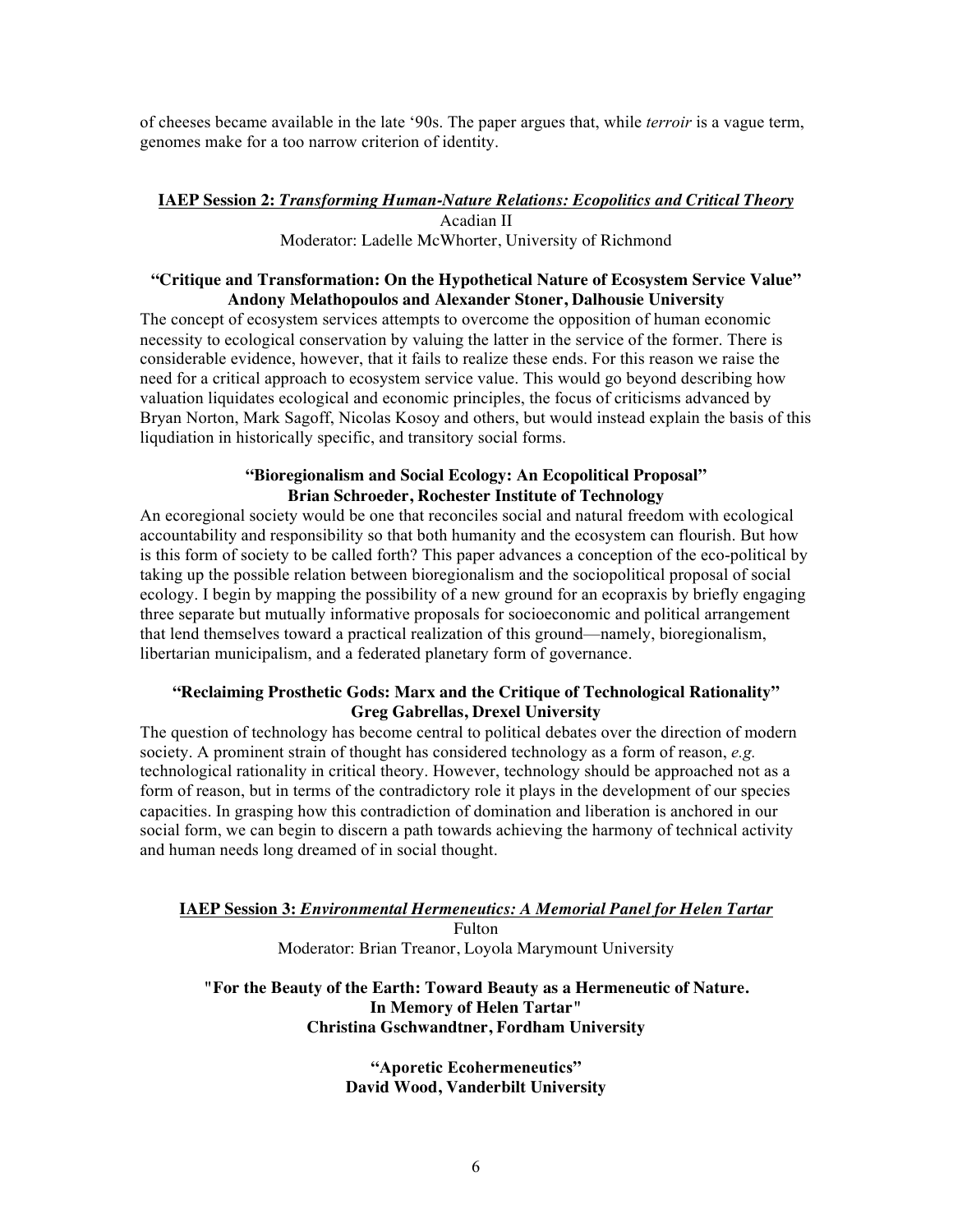of cheeses became available in the late '90s. The paper argues that, while *terroir* is a vague term, genomes make for a too narrow criterion of identity.

**IAEP Session 2: *Transforming Human-Nature Relations: Ecopolitics and Critical Theory***

Acadian II

Moderator: Ladelle McWhorter, University of Richmond

**"Critique and Transformation: On the Hypothetical Nature of Ecosystem Service Value"**
**Andony Melathopoulos and Alexander Stoner, Dalhousie University**

The concept of ecosystem services attempts to overcome the opposition of human economic necessity to ecological conservation by valuing the latter in the service of the former. There is considerable evidence, however, that it fails to realize these ends. For this reason we raise the need for a critical approach to ecosystem service value. This would go beyond describing how valuation liquidates ecological and economic principles, the focus of criticisms advanced by Bryan Norton, Mark Sagoff, Nicolas Kosoy and others, but would instead explain the basis of this liqudiation in historically specific, and transitory social forms.

**"Bioregionalism and Social Ecology: An Ecopolitical Proposal"**
**Brian Schroeder, Rochester Institute of Technology**

An ecoregional society would be one that reconciles social and natural freedom with ecological accountability and responsibility so that both humanity and the ecosystem can flourish. But how is this form of society to be called forth? This paper advances a conception of the eco-political by taking up the possible relation between bioregionalism and the sociopolitical proposal of social ecology. I begin by mapping the possibility of a new ground for an ecopraxis by briefly engaging three separate but mutually informative proposals for socioeconomic and political arrangement that lend themselves toward a practical realization of this ground—namely, bioregionalism, libertarian municipalism, and a federated planetary form of governance.

**"Reclaiming Prosthetic Gods: Marx and the Critique of Technological Rationality"**
**Greg Gabrellas, Drexel University**

The question of technology has become central to political debates over the direction of modern society. A prominent strain of thought has considered technology as a form of reason, *e.g.* technological rationality in critical theory. However, technology should be approached not as a form of reason, but in terms of the contradictory role it plays in the development of our species capacities. In grasping how this contradiction of domination and liberation is anchored in our social form, we can begin to discern a path towards achieving the harmony of technical activity and human needs long dreamed of in social thought.

**IAEP Session 3: *Environmental Hermeneutics: A Memorial Panel for Helen Tartar***

Fulton

Moderator: Brian Treanor, Loyola Marymount University

**"For the Beauty of the Earth: Toward Beauty as a Hermeneutic of Nature.**
**In Memory of Helen Tartar"**
**Christina Gschwandtner, Fordham University**

**"Aporetic Ecohermeneutics"**
**David Wood, Vanderbilt University**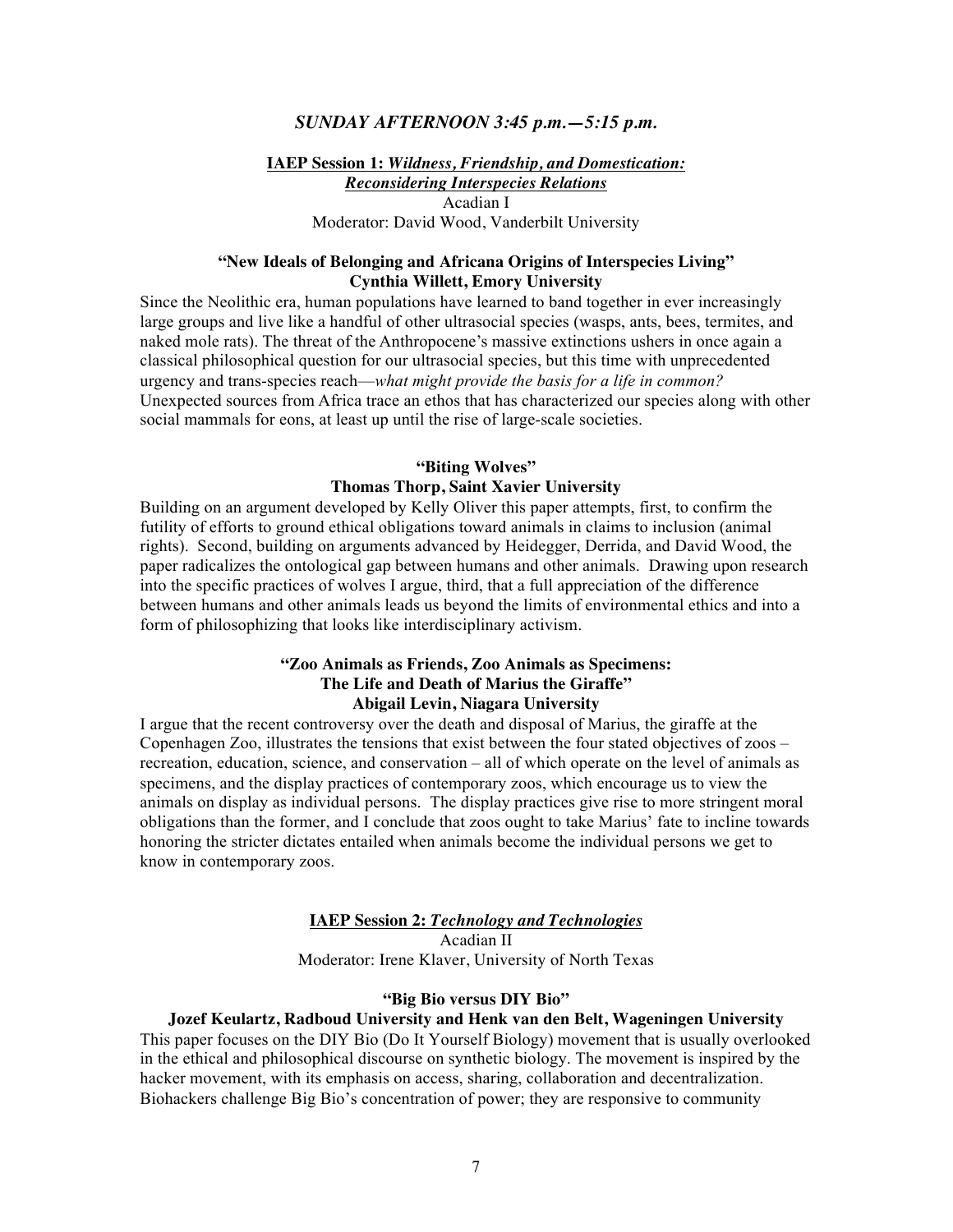## *SUNDAY AFTERNOON 3:45 p.m.—5:15 p.m.*

### **IAEP Session 1: *Wildness, Friendship, and Domestication: Reconsidering Interspecies Relations***

Acadian I

Moderator: David Wood, Vanderbilt University

**"New Ideals of Belonging and Africana Origins of Interspecies Living"**
**Cynthia Willett, Emory University**

Since the Neolithic era, human populations have learned to band together in ever increasingly large groups and live like a handful of other ultrasocial species (wasps, ants, bees, termites, and naked mole rats). The threat of the Anthropocene's massive extinctions ushers in once again a classical philosophical question for our ultrasocial species, but this time with unprecedented urgency and trans-species reach—*what might provide the basis for a life in common?* Unexpected sources from Africa trace an ethos that has characterized our species along with other social mammals for eons, at least up until the rise of large-scale societies.

**"Biting Wolves"**
**Thomas Thorp, Saint Xavier University**

Building on an argument developed by Kelly Oliver this paper attempts, first, to confirm the futility of efforts to ground ethical obligations toward animals in claims to inclusion (animal rights). Second, building on arguments advanced by Heidegger, Derrida, and David Wood, the paper radicalizes the ontological gap between humans and other animals. Drawing upon research into the specific practices of wolves I argue, third, that a full appreciation of the difference between humans and other animals leads us beyond the limits of environmental ethics and into a form of philosophizing that looks like interdisciplinary activism.

**"Zoo Animals as Friends, Zoo Animals as Specimens: The Life and Death of Marius the Giraffe"**
**Abigail Levin, Niagara University**

I argue that the recent controversy over the death and disposal of Marius, the giraffe at the Copenhagen Zoo, illustrates the tensions that exist between the four stated objectives of zoos – recreation, education, science, and conservation – all of which operate on the level of animals as specimens, and the display practices of contemporary zoos, which encourage us to view the animals on display as individual persons. The display practices give rise to more stringent moral obligations than the former, and I conclude that zoos ought to take Marius' fate to incline towards honoring the stricter dictates entailed when animals become the individual persons we get to know in contemporary zoos.

### **IAEP Session 2: *Technology and Technologies***

Acadian II

Moderator: Irene Klaver, University of North Texas

**"Big Bio versus DIY Bio"**
**Jozef Keulartz, Radboud University and Henk van den Belt, Wageningen University**

This paper focuses on the DIY Bio (Do It Yourself Biology) movement that is usually overlooked in the ethical and philosophical discourse on synthetic biology. The movement is inspired by the hacker movement, with its emphasis on access, sharing, collaboration and decentralization. Biohackers challenge Big Bio's concentration of power; they are responsive to community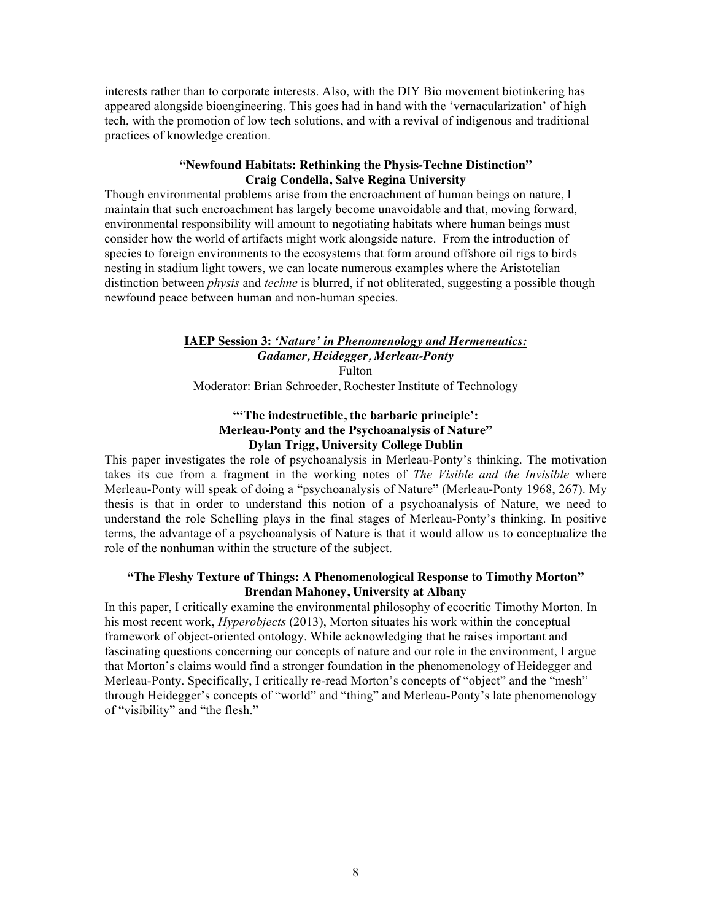interests rather than to corporate interests. Also, with the DIY Bio movement biotinkering has appeared alongside bioengineering. This goes had in hand with the 'vernacularization' of high tech, with the promotion of low tech solutions, and with a revival of indigenous and traditional practices of knowledge creation.

**"Newfound Habitats: Rethinking the Physis-Techne Distinction"**
**Craig Condella, Salve Regina University**

Though environmental problems arise from the encroachment of human beings on nature, I maintain that such encroachment has largely become unavoidable and that, moving forward, environmental responsibility will amount to negotiating habitats where human beings must consider how the world of artifacts might work alongside nature. From the introduction of species to foreign environments to the ecosystems that form around offshore oil rigs to birds nesting in stadium light towers, we can locate numerous examples where the Aristotelian distinction between *physis* and *techne* is blurred, if not obliterated, suggesting a possible though newfound peace between human and non-human species.

## IAEP Session 3: *'Nature' in Phenomenology and Hermeneutics: Gadamer, Heidegger, Merleau-Ponty*

Fulton

Moderator: Brian Schroeder, Rochester Institute of Technology

**"'The indestructible, the barbaric principle': Merleau-Ponty and the Psychoanalysis of Nature"**
**Dylan Trigg, University College Dublin**

This paper investigates the role of psychoanalysis in Merleau-Ponty's thinking. The motivation takes its cue from a fragment in the working notes of *The Visible and the Invisible* where Merleau-Ponty will speak of doing a "psychoanalysis of Nature" (Merleau-Ponty 1968, 267). My thesis is that in order to understand this notion of a psychoanalysis of Nature, we need to understand the role Schelling plays in the final stages of Merleau-Ponty's thinking. In positive terms, the advantage of a psychoanalysis of Nature is that it would allow us to conceptualize the role of the nonhuman within the structure of the subject.

**"The Fleshy Texture of Things: A Phenomenological Response to Timothy Morton"**
**Brendan Mahoney, University at Albany**

In this paper, I critically examine the environmental philosophy of ecocritic Timothy Morton. In his most recent work, *Hyperobjects* (2013), Morton situates his work within the conceptual framework of object-oriented ontology. While acknowledging that he raises important and fascinating questions concerning our concepts of nature and our role in the environment, I argue that Morton's claims would find a stronger foundation in the phenomenology of Heidegger and Merleau-Ponty. Specifically, I critically re-read Morton's concepts of "object" and the "mesh" through Heidegger's concepts of "world" and "thing" and Merleau-Ponty's late phenomenology of "visibility" and "the flesh."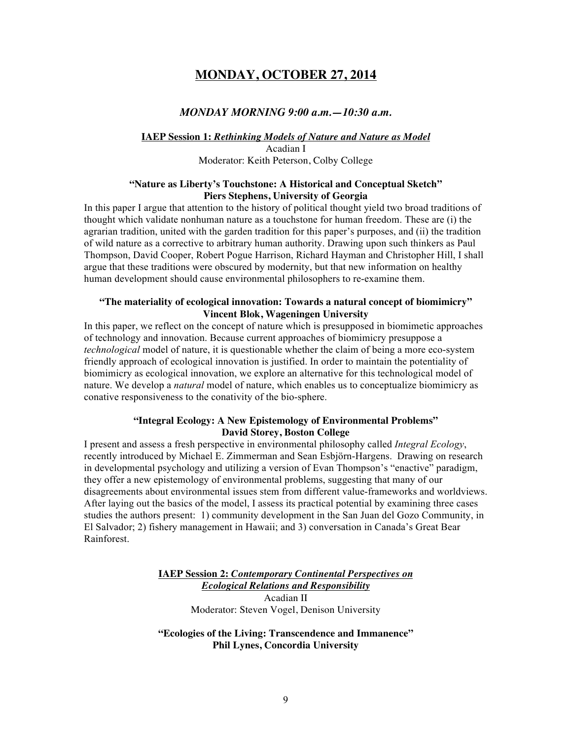# MONDAY, OCTOBER 27, 2014

### *MONDAY MORNING 9:00 a.m.—10:30 a.m.*

**IAEP Session 1: *Rethinking Models of Nature and Nature as Model***
Acadian I
Moderator: Keith Peterson, Colby College

**"Nature as Liberty's Touchstone: A Historical and Conceptual Sketch"**
**Piers Stephens, University of Georgia**

In this paper I argue that attention to the history of political thought yield two broad traditions of thought which validate nonhuman nature as a touchstone for human freedom. These are (i) the agrarian tradition, united with the garden tradition for this paper's purposes, and (ii) the tradition of wild nature as a corrective to arbitrary human authority. Drawing upon such thinkers as Paul Thompson, David Cooper, Robert Pogue Harrison, Richard Hayman and Christopher Hill, I shall argue that these traditions were obscured by modernity, but that new information on healthy human development should cause environmental philosophers to re-examine them.

**"The materiality of ecological innovation: Towards a natural concept of biomimicry"**
**Vincent Blok, Wageningen University**

In this paper, we reflect on the concept of nature which is presupposed in biomimetic approaches of technology and innovation. Because current approaches of biomimicry presuppose a *technological* model of nature, it is questionable whether the claim of being a more eco-system friendly approach of ecological innovation is justified. In order to maintain the potentiality of biomimicry as ecological innovation, we explore an alternative for this technological model of nature. We develop a *natural* model of nature, which enables us to conceptualize biomimicry as conative responsiveness to the conativity of the bio-sphere.

**"Integral Ecology: A New Epistemology of Environmental Problems"**
**David Storey, Boston College**

I present and assess a fresh perspective in environmental philosophy called *Integral Ecology*, recently introduced by Michael E. Zimmerman and Sean Esbjörn-Hargens. Drawing on research in developmental psychology and utilizing a version of Evan Thompson's "enactive" paradigm, they offer a new epistemology of environmental problems, suggesting that many of our disagreements about environmental issues stem from different value-frameworks and worldviews. After laying out the basics of the model, I assess its practical potential by examining three cases studies the authors present: 1) community development in the San Juan del Gozo Community, in El Salvador; 2) fishery management in Hawaii; and 3) conversation in Canada's Great Bear Rainforest.

**IAEP Session 2: *Contemporary Continental Perspectives on Ecological Relations and Responsibility***
Acadian II
Moderator: Steven Vogel, Denison University

**"Ecologies of the Living: Transcendence and Immanence"**
**Phil Lynes, Concordia University**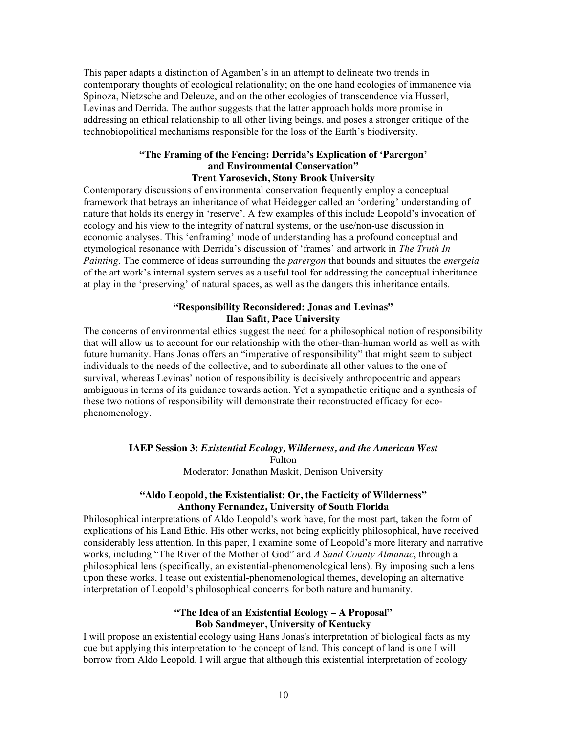This paper adapts a distinction of Agamben's in an attempt to delineate two trends in contemporary thoughts of ecological relationality; on the one hand ecologies of immanence via Spinoza, Nietzsche and Deleuze, and on the other ecologies of transcendence via Husserl, Levinas and Derrida. The author suggests that the latter approach holds more promise in addressing an ethical relationship to all other living beings, and poses a stronger critique of the technobiopolitical mechanisms responsible for the loss of the Earth's biodiversity.

**"The Framing of the Fencing: Derrida's Explication of 'Parergon' and Environmental Conservation"**
**Trent Yarosevich, Stony Brook University**

Contemporary discussions of environmental conservation frequently employ a conceptual framework that betrays an inheritance of what Heidegger called an 'ordering' understanding of nature that holds its energy in 'reserve'. A few examples of this include Leopold's invocation of ecology and his view to the integrity of natural systems, or the use/non-use discussion in economic analyses. This 'enframing' mode of understanding has a profound conceptual and etymological resonance with Derrida's discussion of 'frames' and artwork in *The Truth In Painting*. The commerce of ideas surrounding the *parergon* that bounds and situates the *energeia* of the art work's internal system serves as a useful tool for addressing the conceptual inheritance at play in the 'preserving' of natural spaces, as well as the dangers this inheritance entails.

**"Responsibility Reconsidered: Jonas and Levinas"**
**Ilan Safit, Pace University**

The concerns of environmental ethics suggest the need for a philosophical notion of responsibility that will allow us to account for our relationship with the other-than-human world as well as with future humanity. Hans Jonas offers an "imperative of responsibility" that might seem to subject individuals to the needs of the collective, and to subordinate all other values to the one of survival, whereas Levinas' notion of responsibility is decisively anthropocentric and appears ambiguous in terms of its guidance towards action. Yet a sympathetic critique and a synthesis of these two notions of responsibility will demonstrate their reconstructed efficacy for eco-phenomenology.

## IAEP Session 3: *Existential Ecology, Wilderness, and the American West*

Fulton
Moderator: Jonathan Maskit, Denison University

**"Aldo Leopold, the Existentialist: Or, the Facticity of Wilderness"**
**Anthony Fernandez, University of South Florida**

Philosophical interpretations of Aldo Leopold's work have, for the most part, taken the form of explications of his Land Ethic. His other works, not being explicitly philosophical, have received considerably less attention. In this paper, I examine some of Leopold's more literary and narrative works, including "The River of the Mother of God" and *A Sand County Almanac*, through a philosophical lens (specifically, an existential-phenomenological lens). By imposing such a lens upon these works, I tease out existential-phenomenological themes, developing an alternative interpretation of Leopold's philosophical concerns for both nature and humanity.

**"The Idea of an Existential Ecology – A Proposal"**
**Bob Sandmeyer, University of Kentucky**

I will propose an existential ecology using Hans Jonas's interpretation of biological facts as my cue but applying this interpretation to the concept of land. This concept of land is one I will borrow from Aldo Leopold. I will argue that although this existential interpretation of ecology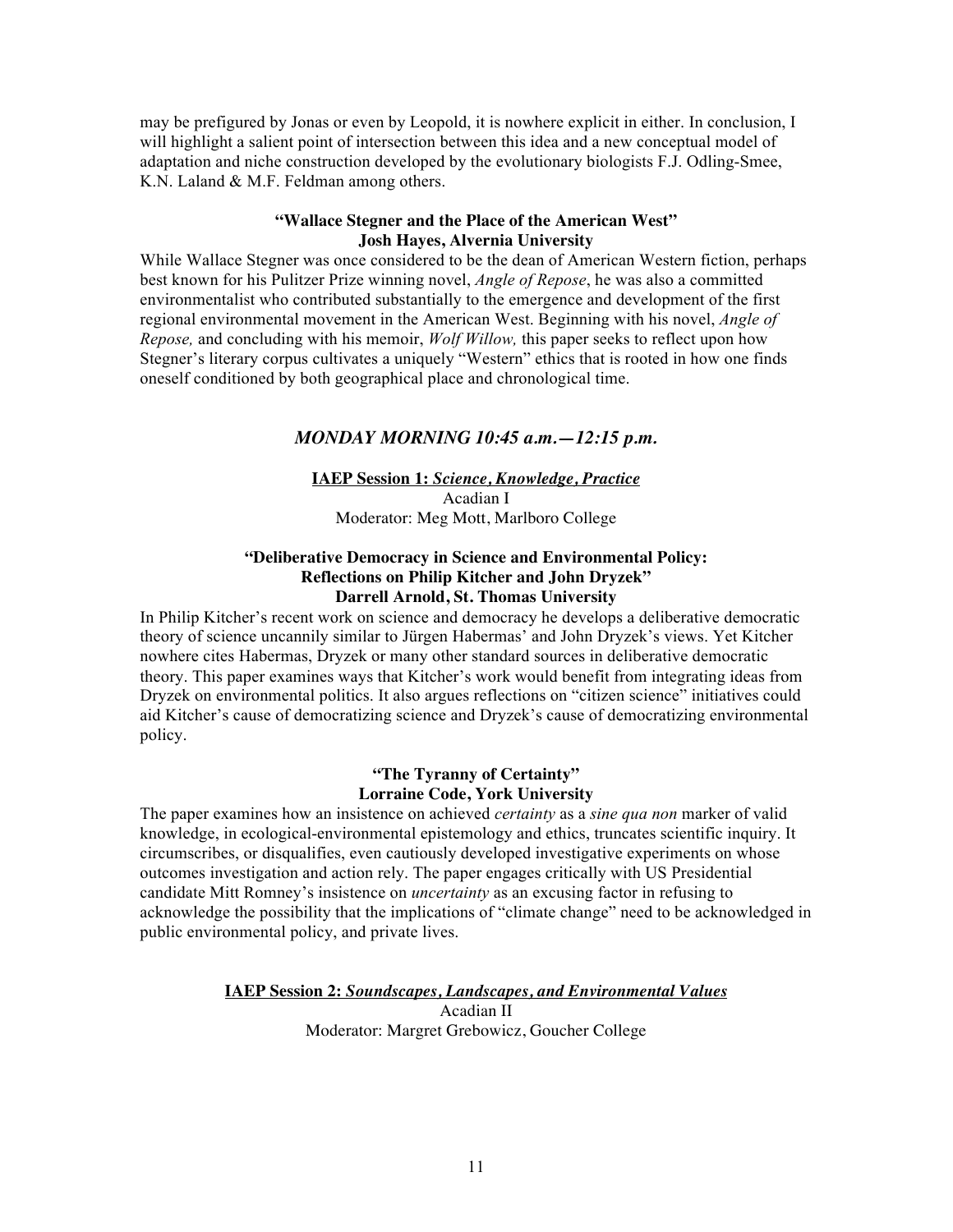may be prefigured by Jonas or even by Leopold, it is nowhere explicit in either. In conclusion, I will highlight a salient point of intersection between this idea and a new conceptual model of adaptation and niche construction developed by the evolutionary biologists F.J. Odling-Smee, K.N. Laland & M.F. Feldman among others.

**"Wallace Stegner and the Place of the American West"**
**Josh Hayes, Alvernia University**

While Wallace Stegner was once considered to be the dean of American Western fiction, perhaps best known for his Pulitzer Prize winning novel, *Angle of Repose*, he was also a committed environmentalist who contributed substantially to the emergence and development of the first regional environmental movement in the American West. Beginning with his novel, *Angle of Repose,* and concluding with his memoir, *Wolf Willow,* this paper seeks to reflect upon how Stegner's literary corpus cultivates a uniquely "Western" ethics that is rooted in how one finds oneself conditioned by both geographical place and chronological time.

## *MONDAY MORNING 10:45 a.m.—12:15 p.m.*

**IAEP Session 1:** ***Science, Knowledge, Practice***
Acadian I
Moderator: Meg Mott, Marlboro College

**"Deliberative Democracy in Science and Environmental Policy: Reflections on Philip Kitcher and John Dryzek"**
**Darrell Arnold, St. Thomas University**

In Philip Kitcher's recent work on science and democracy he develops a deliberative democratic theory of science uncannily similar to Jürgen Habermas' and John Dryzek's views. Yet Kitcher nowhere cites Habermas, Dryzek or many other standard sources in deliberative democratic theory. This paper examines ways that Kitcher's work would benefit from integrating ideas from Dryzek on environmental politics. It also argues reflections on "citizen science" initiatives could aid Kitcher's cause of democratizing science and Dryzek's cause of democratizing environmental policy.

**"The Tyranny of Certainty"**
**Lorraine Code, York University**

The paper examines how an insistence on achieved *certainty* as a *sine qua non* marker of valid knowledge, in ecological-environmental epistemology and ethics, truncates scientific inquiry. It circumscribes, or disqualifies, even cautiously developed investigative experiments on whose outcomes investigation and action rely. The paper engages critically with US Presidential candidate Mitt Romney's insistence on *uncertainty* as an excusing factor in refusing to acknowledge the possibility that the implications of "climate change" need to be acknowledged in public environmental policy, and private lives.

**IAEP Session 2:** ***Soundscapes, Landscapes, and Environmental Values***
Acadian II
Moderator: Margret Grebowicz, Goucher College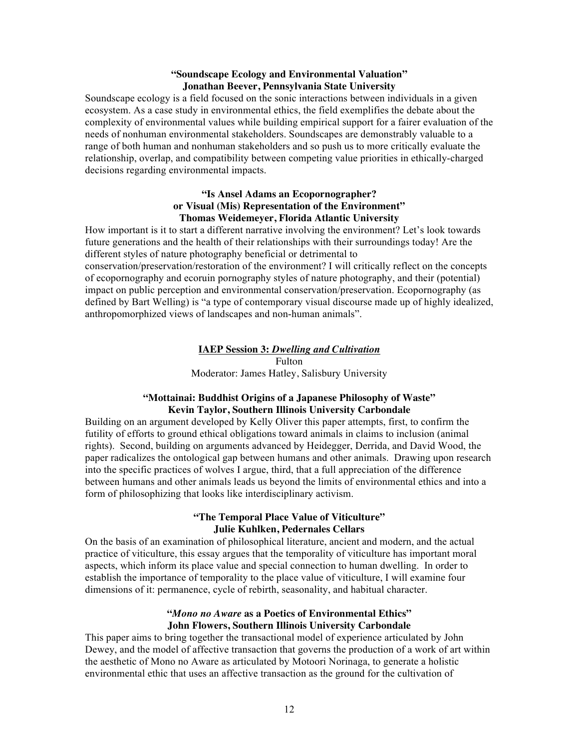**"Soundscape Ecology and Environmental Valuation"**
**Jonathan Beever, Pennsylvania State University**

Soundscape ecology is a field focused on the sonic interactions between individuals in a given ecosystem. As a case study in environmental ethics, the field exemplifies the debate about the complexity of environmental values while building empirical support for a fairer evaluation of the needs of nonhuman environmental stakeholders. Soundscapes are demonstrably valuable to a range of both human and nonhuman stakeholders and so push us to more critically evaluate the relationship, overlap, and compatibility between competing value priorities in ethically-charged decisions regarding environmental impacts.

**"Is Ansel Adams an Ecopornographer?**
**or Visual (Mis) Representation of the Environment"**
**Thomas Weidemeyer, Florida Atlantic University**

How important is it to start a different narrative involving the environment? Let's look towards future generations and the health of their relationships with their surroundings today! Are the different styles of nature photography beneficial or detrimental to conservation/preservation/restoration of the environment? I will critically reflect on the concepts of ecopornography and ecoruin pornography styles of nature photography, and their (potential) impact on public perception and environmental conservation/preservation. Ecopornography (as defined by Bart Welling) is "a type of contemporary visual discourse made up of highly idealized, anthropomorphized views of landscapes and non-human animals".

## IAEP Session 3: *Dwelling and Cultivation*

Fulton

Moderator: James Hatley, Salisbury University

**"Mottainai: Buddhist Origins of a Japanese Philosophy of Waste"**
**Kevin Taylor, Southern Illinois University Carbondale**

Building on an argument developed by Kelly Oliver this paper attempts, first, to confirm the futility of efforts to ground ethical obligations toward animals in claims to inclusion (animal rights). Second, building on arguments advanced by Heidegger, Derrida, and David Wood, the paper radicalizes the ontological gap between humans and other animals. Drawing upon research into the specific practices of wolves I argue, third, that a full appreciation of the difference between humans and other animals leads us beyond the limits of environmental ethics and into a form of philosophizing that looks like interdisciplinary activism.

**"The Temporal Place Value of Viticulture"**
**Julie Kuhlken, Pedernales Cellars**

On the basis of an examination of philosophical literature, ancient and modern, and the actual practice of viticulture, this essay argues that the temporality of viticulture has important moral aspects, which inform its place value and special connection to human dwelling. In order to establish the importance of temporality to the place value of viticulture, I will examine four dimensions of it: permanence, cycle of rebirth, seasonality, and habitual character.

**"*Mono no Aware* as a Poetics of Environmental Ethics"**
**John Flowers, Southern Illinois University Carbondale**

This paper aims to bring together the transactional model of experience articulated by John Dewey, and the model of affective transaction that governs the production of a work of art within the aesthetic of Mono no Aware as articulated by Motoori Norinaga, to generate a holistic environmental ethic that uses an affective transaction as the ground for the cultivation of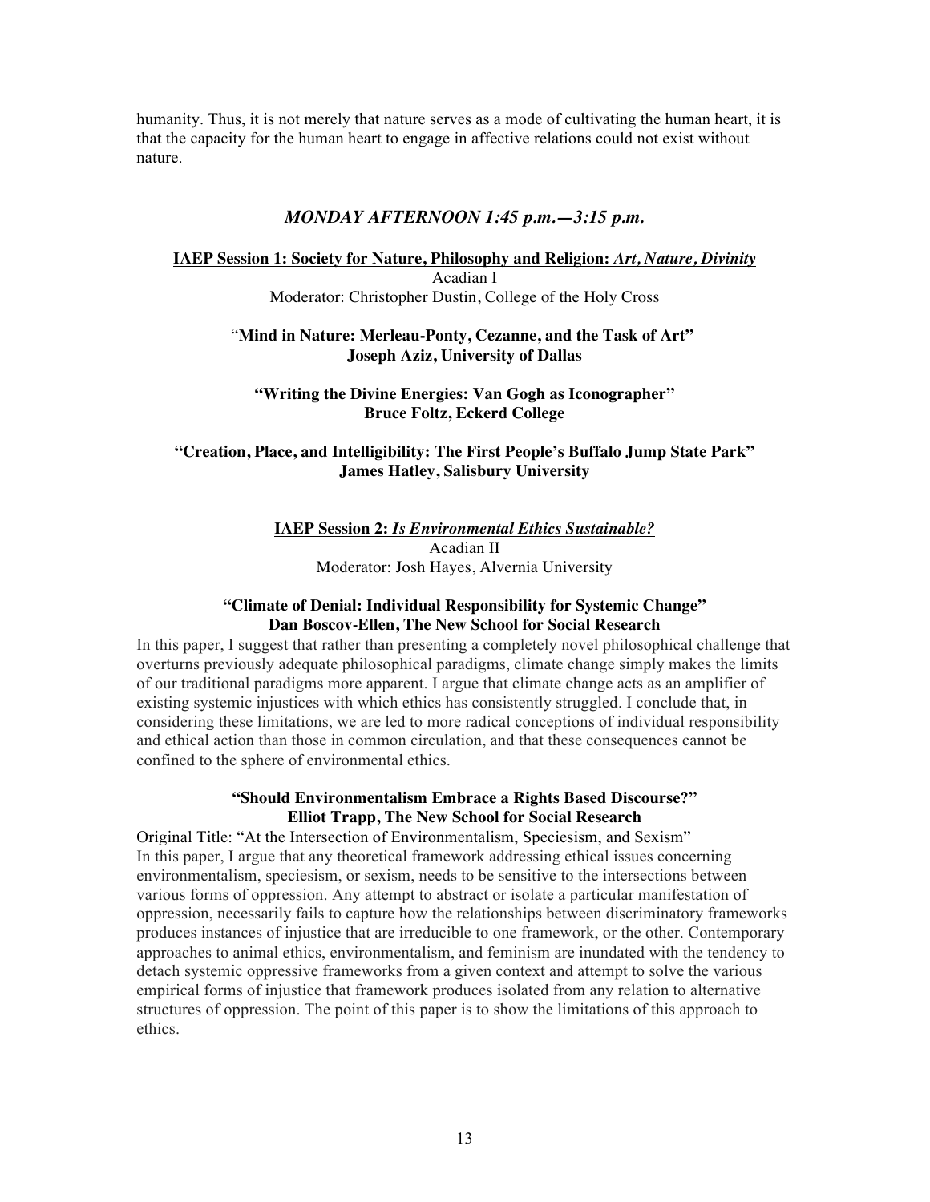humanity. Thus, it is not merely that nature serves as a mode of cultivating the human heart, it is that the capacity for the human heart to engage in affective relations could not exist without nature.

## *MONDAY AFTERNOON 1:45 p.m.—3:15 p.m.*

### IAEP Session 1: Society for Nature, Philosophy and Religion: *Art, Nature, Divinity*

Acadian I

Moderator: Christopher Dustin, College of the Holy Cross

**"Mind in Nature: Merleau-Ponty, Cezanne, and the Task of Art"**
**Joseph Aziz, University of Dallas**

**"Writing the Divine Energies: Van Gogh as Iconographer"**
**Bruce Foltz, Eckerd College**

**"Creation, Place, and Intelligibility: The First People's Buffalo Jump State Park"**
**James Hatley, Salisbury University**

### IAEP Session 2: *Is Environmental Ethics Sustainable?*

Acadian II

Moderator: Josh Hayes, Alvernia University

**"Climate of Denial: Individual Responsibility for Systemic Change"**
**Dan Boscov-Ellen, The New School for Social Research**

In this paper, I suggest that rather than presenting a completely novel philosophical challenge that overturns previously adequate philosophical paradigms, climate change simply makes the limits of our traditional paradigms more apparent. I argue that climate change acts as an amplifier of existing systemic injustices with which ethics has consistently struggled. I conclude that, in considering these limitations, we are led to more radical conceptions of individual responsibility and ethical action than those in common circulation, and that these consequences cannot be confined to the sphere of environmental ethics.

**"Should Environmentalism Embrace a Rights Based Discourse?"**
**Elliot Trapp, The New School for Social Research**

Original Title: "At the Intersection of Environmentalism, Speciesism, and Sexism"
In this paper, I argue that any theoretical framework addressing ethical issues concerning environmentalism, speciesism, or sexism, needs to be sensitive to the intersections between various forms of oppression. Any attempt to abstract or isolate a particular manifestation of oppression, necessarily fails to capture how the relationships between discriminatory frameworks produces instances of injustice that are irreducible to one framework, or the other. Contemporary approaches to animal ethics, environmentalism, and feminism are inundated with the tendency to detach systemic oppressive frameworks from a given context and attempt to solve the various empirical forms of injustice that framework produces isolated from any relation to alternative structures of oppression. The point of this paper is to show the limitations of this approach to ethics.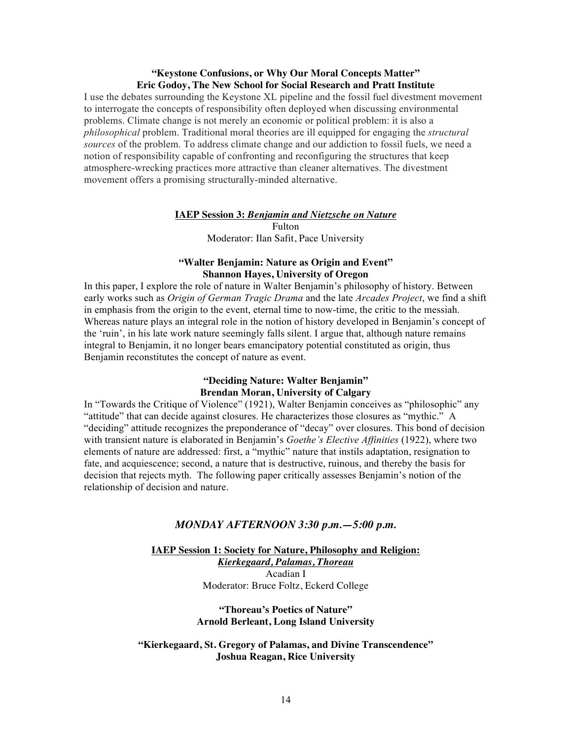**"Keystone Confusions, or Why Our Moral Concepts Matter"**
**Eric Godoy, The New School for Social Research and Pratt Institute**

I use the debates surrounding the Keystone XL pipeline and the fossil fuel divestment movement to interrogate the concepts of responsibility often deployed when discussing environmental problems. Climate change is not merely an economic or political problem: it is also a *philosophical* problem. Traditional moral theories are ill equipped for engaging the *structural sources* of the problem. To address climate change and our addiction to fossil fuels, we need a notion of responsibility capable of confronting and reconfiguring the structures that keep atmosphere-wrecking practices more attractive than cleaner alternatives. The divestment movement offers a promising structurally-minded alternative.

**IAEP Session 3: *Benjamin and Nietzsche on Nature***
Fulton
Moderator: Ilan Safit, Pace University

**"Walter Benjamin: Nature as Origin and Event"**
**Shannon Hayes, University of Oregon**

In this paper, I explore the role of nature in Walter Benjamin's philosophy of history. Between early works such as *Origin of German Tragic Drama* and the late *Arcades Project*, we find a shift in emphasis from the origin to the event, eternal time to now-time, the critic to the messiah. Whereas nature plays an integral role in the notion of history developed in Benjamin's concept of the 'ruin', in his late work nature seemingly falls silent. I argue that, although nature remains integral to Benjamin, it no longer bears emancipatory potential constituted as origin, thus Benjamin reconstitutes the concept of nature as event.

**"Deciding Nature: Walter Benjamin"**
**Brendan Moran, University of Calgary**

In "Towards the Critique of Violence" (1921), Walter Benjamin conceives as "philosophic" any "attitude" that can decide against closures. He characterizes those closures as "mythic." A "deciding" attitude recognizes the preponderance of "decay" over closures. This bond of decision with transient nature is elaborated in Benjamin's *Goethe's Elective Affinities* (1922), where two elements of nature are addressed: first, a "mythic" nature that instils adaptation, resignation to fate, and acquiescence; second, a nature that is destructive, ruinous, and thereby the basis for decision that rejects myth. The following paper critically assesses Benjamin's notion of the relationship of decision and nature.

## *MONDAY AFTERNOON 3:30 p.m.—5:00 p.m.*

**IAEP Session 1: Society for Nature, Philosophy and Religion:**
***Kierkegaard, Palamas, Thoreau***
Acadian I
Moderator: Bruce Foltz, Eckerd College

**"Thoreau's Poetics of Nature"**
**Arnold Berleant, Long Island University**

**"Kierkegaard, St. Gregory of Palamas, and Divine Transcendence"**
**Joshua Reagan, Rice University**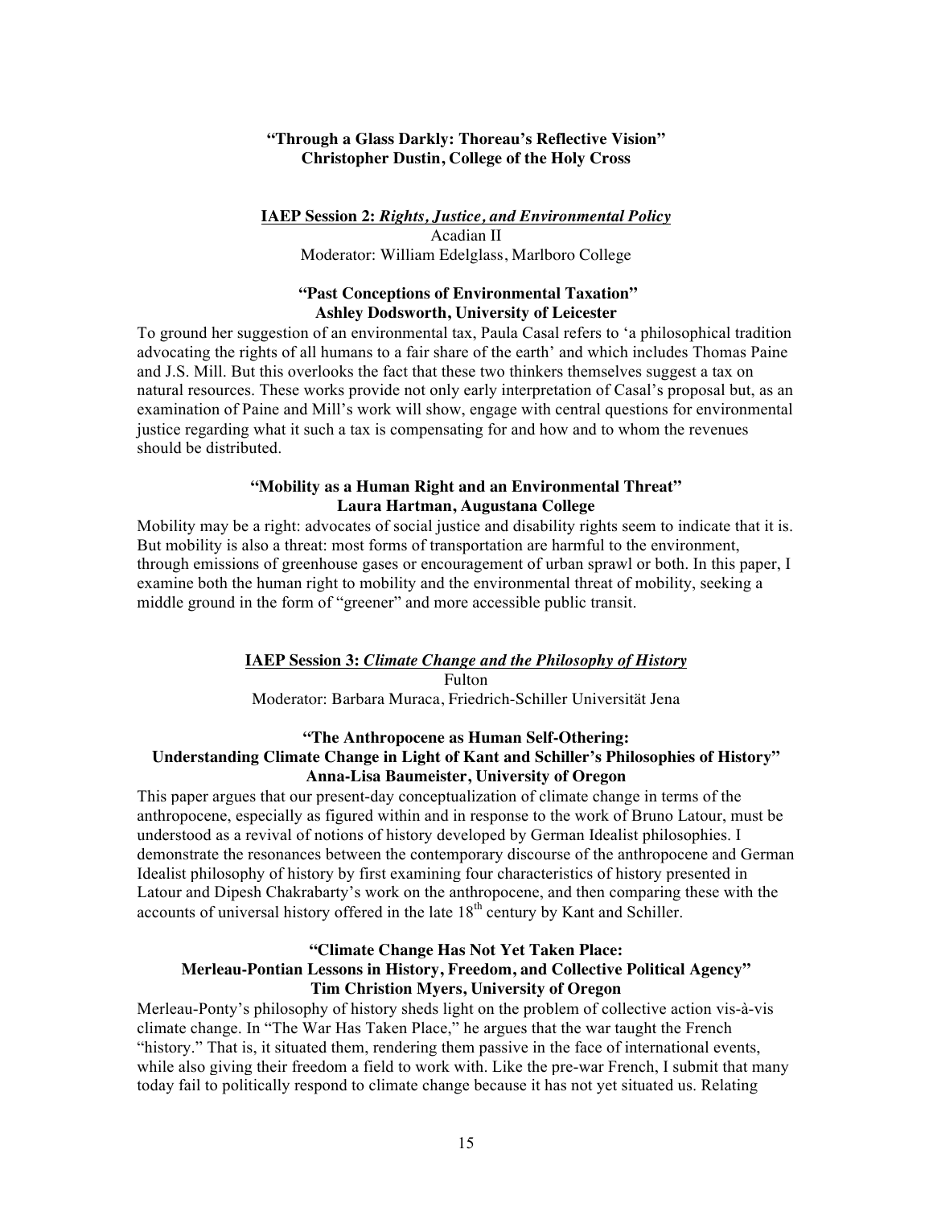**"Through a Glass Darkly: Thoreau's Reflective Vision"**
**Christopher Dustin, College of the Holy Cross**

## IAEP Session 2: *Rights, Justice, and Environmental Policy*

Acadian II
Moderator: William Edelglass, Marlboro College

### "Past Conceptions of Environmental Taxation"
### Ashley Dodsworth, University of Leicester

To ground her suggestion of an environmental tax, Paula Casal refers to 'a philosophical tradition advocating the rights of all humans to a fair share of the earth' and which includes Thomas Paine and J.S. Mill. But this overlooks the fact that these two thinkers themselves suggest a tax on natural resources. These works provide not only early interpretation of Casal's proposal but, as an examination of Paine and Mill's work will show, engage with central questions for environmental justice regarding what it such a tax is compensating for and how and to whom the revenues should be distributed.

### "Mobility as a Human Right and an Environmental Threat"
### Laura Hartman, Augustana College

Mobility may be a right: advocates of social justice and disability rights seem to indicate that it is. But mobility is also a threat: most forms of transportation are harmful to the environment, through emissions of greenhouse gases or encouragement of urban sprawl or both. In this paper, I examine both the human right to mobility and the environmental threat of mobility, seeking a middle ground in the form of "greener" and more accessible public transit.

## IAEP Session 3: *Climate Change and the Philosophy of History*

Fulton
Moderator: Barbara Muraca, Friedrich-Schiller Universität Jena

### "The Anthropocene as Human Self-Othering: Understanding Climate Change in Light of Kant and Schiller's Philosophies of History"
### Anna-Lisa Baumeister, University of Oregon

This paper argues that our present-day conceptualization of climate change in terms of the anthropocene, especially as figured within and in response to the work of Bruno Latour, must be understood as a revival of notions of history developed by German Idealist philosophies. I demonstrate the resonances between the contemporary discourse of the anthropocene and German Idealist philosophy of history by first examining four characteristics of history presented in Latour and Dipesh Chakrabarty's work on the anthropocene, and then comparing these with the accounts of universal history offered in the late 18th century by Kant and Schiller.

### "Climate Change Has Not Yet Taken Place: Merleau-Pontian Lessons in History, Freedom, and Collective Political Agency"
### Tim Christion Myers, University of Oregon

Merleau-Ponty's philosophy of history sheds light on the problem of collective action vis-à-vis climate change. In "The War Has Taken Place," he argues that the war taught the French "history." That is, it situated them, rendering them passive in the face of international events, while also giving their freedom a field to work with. Like the pre-war French, I submit that many today fail to politically respond to climate change because it has not yet situated us. Relating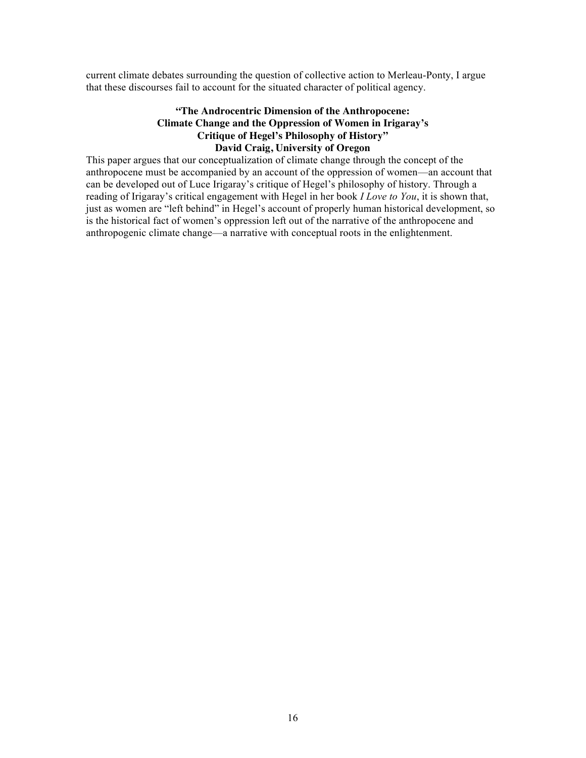current climate debates surrounding the question of collective action to Merleau-Ponty, I argue that these discourses fail to account for the situated character of political agency.

### "The Androcentric Dimension of the Anthropocene: Climate Change and the Oppression of Women in Irigaray's Critique of Hegel's Philosophy of History"
### David Craig, University of Oregon

This paper argues that our conceptualization of climate change through the concept of the anthropocene must be accompanied by an account of the oppression of women—an account that can be developed out of Luce Irigaray's critique of Hegel's philosophy of history. Through a reading of Irigaray's critical engagement with Hegel in her book *I Love to You*, it is shown that, just as women are "left behind" in Hegel's account of properly human historical development, so is the historical fact of women's oppression left out of the narrative of the anthropocene and anthropogenic climate change—a narrative with conceptual roots in the enlightenment.